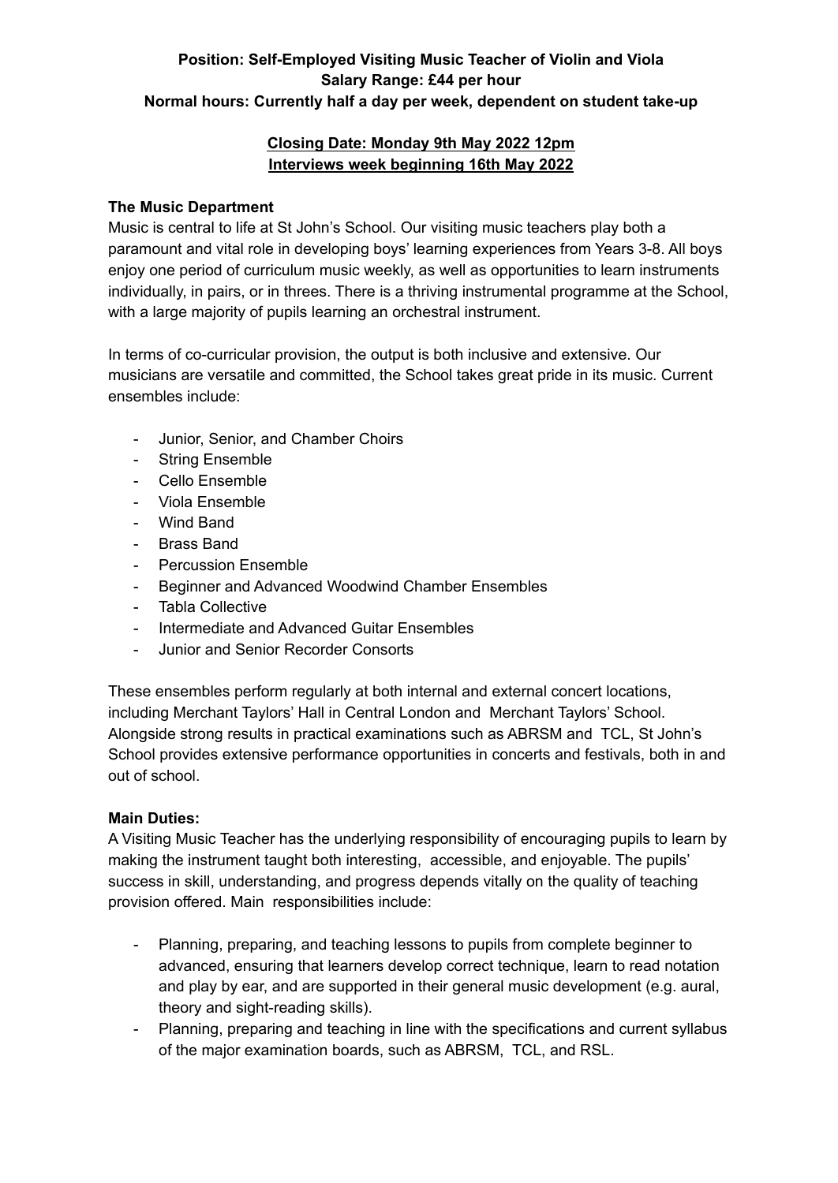**Position: Self-Employed Visiting Music Teacher of Violin and Viola**
**Salary Range: £44 per hour**
**Normal hours: Currently half a day per week, dependent on student take-up**

**Closing Date: Monday 9th May 2022 12pm**
**Interviews week beginning 16th May 2022**

**The Music Department**

Music is central to life at St John's School. Our visiting music teachers play both a paramount and vital role in developing boys' learning experiences from Years 3-8. All boys enjoy one period of curriculum music weekly, as well as opportunities to learn instruments individually, in pairs, or in threes. There is a thriving instrumental programme at the School, with a large majority of pupils learning an orchestral instrument.

In terms of co-curricular provision, the output is both inclusive and extensive. Our musicians are versatile and committed, the School takes great pride in its music. Current ensembles include:

- Junior, Senior, and Chamber Choirs
- String Ensemble
- Cello Ensemble
- Viola Ensemble
- Wind Band
- Brass Band
- Percussion Ensemble
- Beginner and Advanced Woodwind Chamber Ensembles
- Tabla Collective
- Intermediate and Advanced Guitar Ensembles
- Junior and Senior Recorder Consorts

These ensembles perform regularly at both internal and external concert locations, including Merchant Taylors' Hall in Central London and Merchant Taylors' School. Alongside strong results in practical examinations such as ABRSM and TCL, St John's School provides extensive performance opportunities in concerts and festivals, both in and out of school.

**Main Duties:**

A Visiting Music Teacher has the underlying responsibility of encouraging pupils to learn by making the instrument taught both interesting, accessible, and enjoyable. The pupils' success in skill, understanding, and progress depends vitally on the quality of teaching provision offered. Main responsibilities include:

- Planning, preparing, and teaching lessons to pupils from complete beginner to advanced, ensuring that learners develop correct technique, learn to read notation and play by ear, and are supported in their general music development (e.g. aural, theory and sight-reading skills).
- Planning, preparing and teaching in line with the specifications and current syllabus of the major examination boards, such as ABRSM, TCL, and RSL.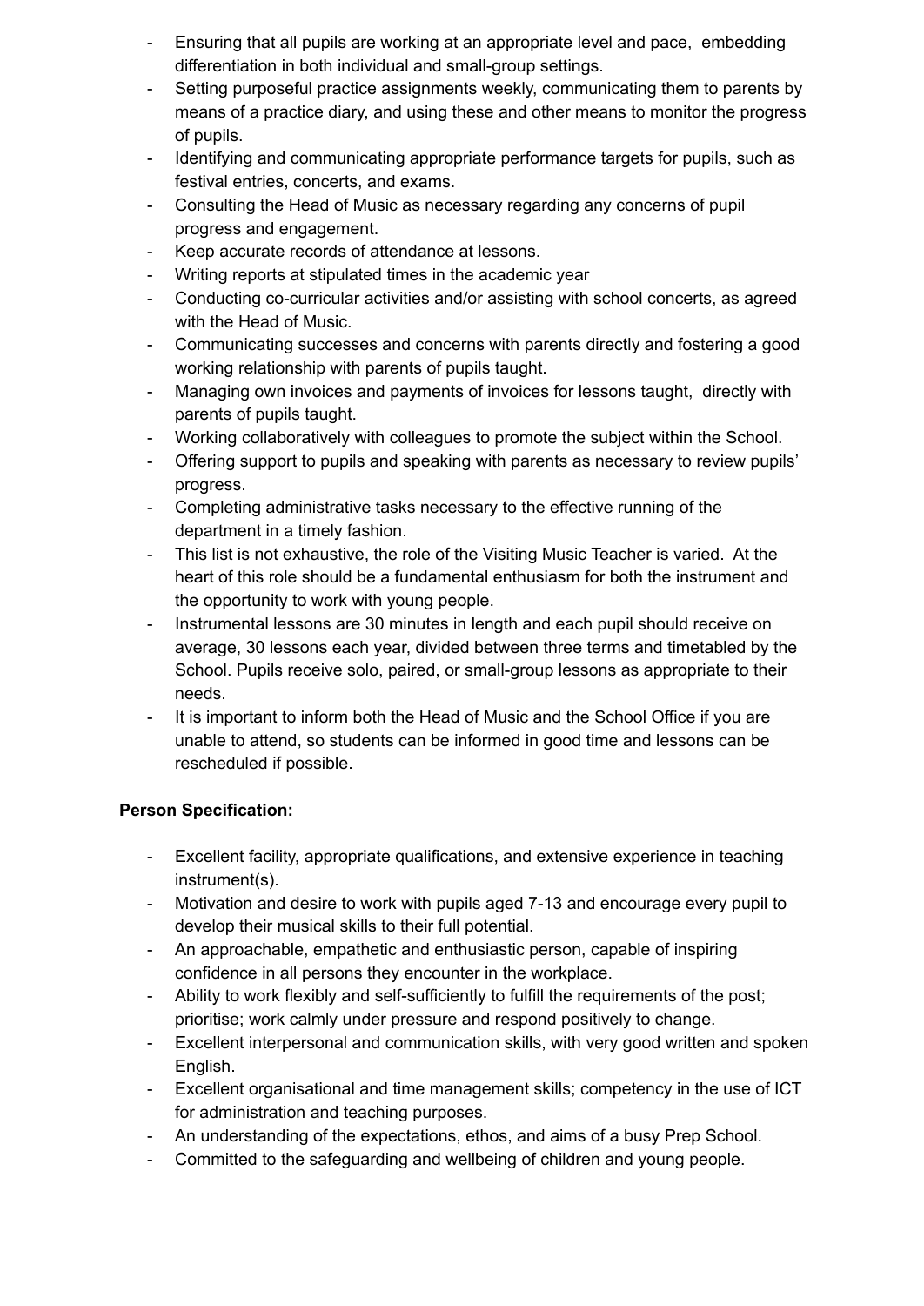- Ensuring that all pupils are working at an appropriate level and pace, embedding differentiation in both individual and small-group settings.
- Setting purposeful practice assignments weekly, communicating them to parents by means of a practice diary, and using these and other means to monitor the progress of pupils.
- Identifying and communicating appropriate performance targets for pupils, such as festival entries, concerts, and exams.
- Consulting the Head of Music as necessary regarding any concerns of pupil progress and engagement.
- Keep accurate records of attendance at lessons.
- Writing reports at stipulated times in the academic year
- Conducting co-curricular activities and/or assisting with school concerts, as agreed with the Head of Music.
- Communicating successes and concerns with parents directly and fostering a good working relationship with parents of pupils taught.
- Managing own invoices and payments of invoices for lessons taught, directly with parents of pupils taught.
- Working collaboratively with colleagues to promote the subject within the School.
- Offering support to pupils and speaking with parents as necessary to review pupils' progress.
- Completing administrative tasks necessary to the effective running of the department in a timely fashion.
- This list is not exhaustive, the role of the Visiting Music Teacher is varied. At the heart of this role should be a fundamental enthusiasm for both the instrument and the opportunity to work with young people.
- Instrumental lessons are 30 minutes in length and each pupil should receive on average, 30 lessons each year, divided between three terms and timetabled by the School. Pupils receive solo, paired, or small-group lessons as appropriate to their needs.
- It is important to inform both the Head of Music and the School Office if you are unable to attend, so students can be informed in good time and lessons can be rescheduled if possible.

**Person Specification:**

- Excellent facility, appropriate qualifications, and extensive experience in teaching instrument(s).
- Motivation and desire to work with pupils aged 7-13 and encourage every pupil to develop their musical skills to their full potential.
- An approachable, empathetic and enthusiastic person, capable of inspiring confidence in all persons they encounter in the workplace.
- Ability to work flexibly and self-sufficiently to fulfill the requirements of the post; prioritise; work calmly under pressure and respond positively to change.
- Excellent interpersonal and communication skills, with very good written and spoken English.
- Excellent organisational and time management skills; competency in the use of ICT for administration and teaching purposes.
- An understanding of the expectations, ethos, and aims of a busy Prep School.
- Committed to the safeguarding and wellbeing of children and young people.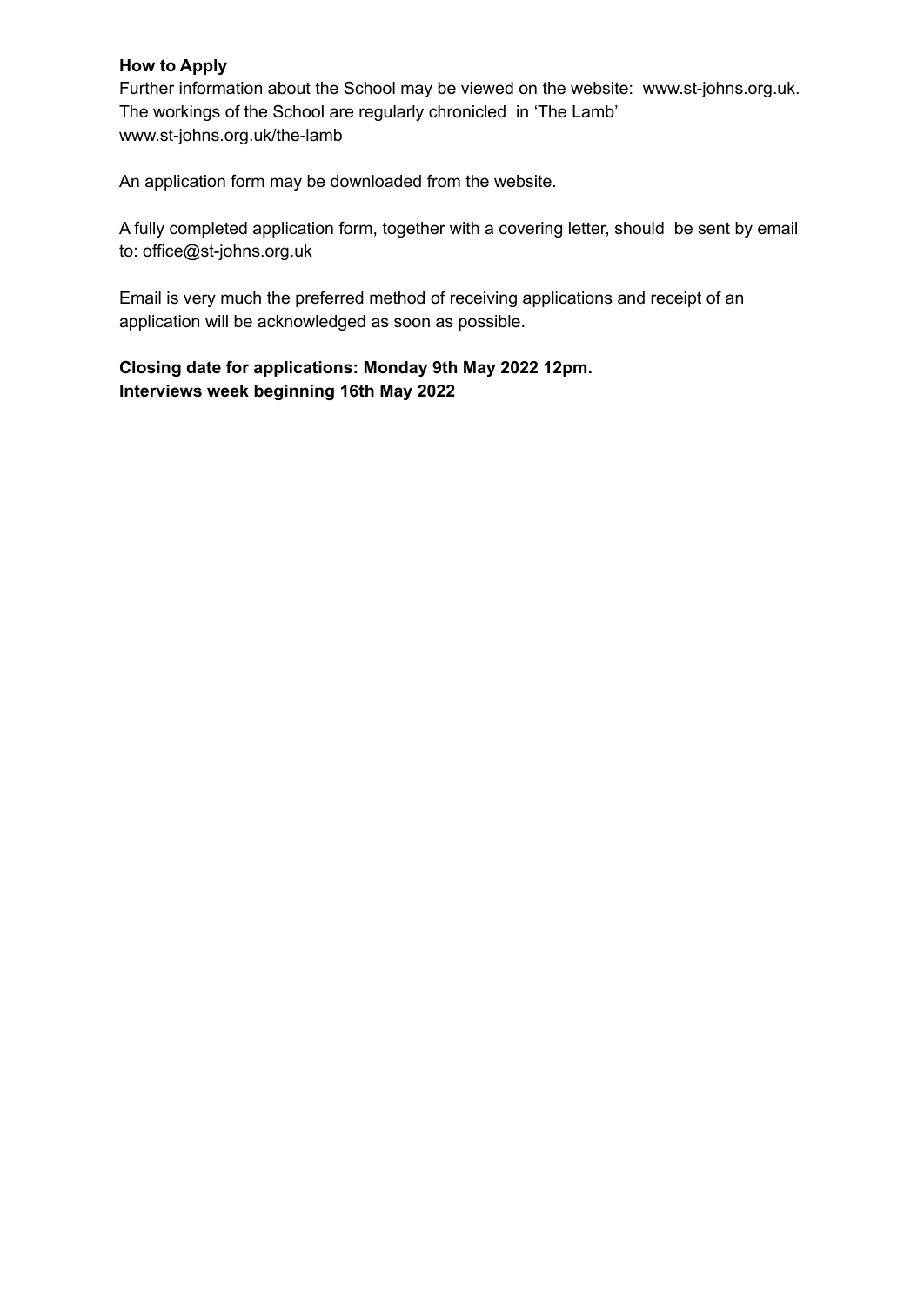**How to Apply**

Further information about the School may be viewed on the website: www.st-johns.org.uk. The workings of the School are regularly chronicled in 'The Lamb' www.st-johns.org.uk/the-lamb

An application form may be downloaded from the website.

A fully completed application form, together with a covering letter, should be sent by email to: office@st-johns.org.uk

Email is very much the preferred method of receiving applications and receipt of an application will be acknowledged as soon as possible.

**Closing date for applications: Monday 9th May 2022 12pm.**
**Interviews week beginning 16th May 2022**